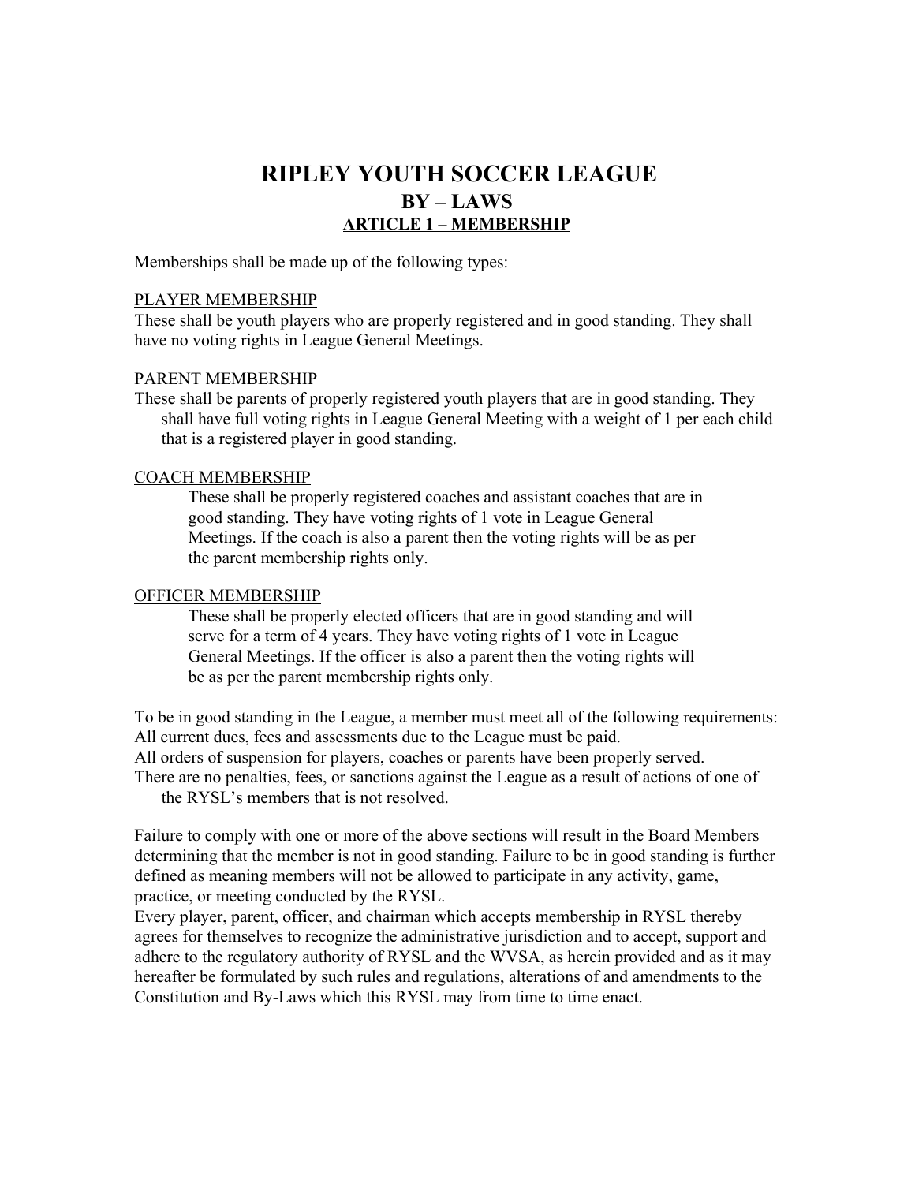# RIPLEY YOUTH SOCCER LEAGUE

## BY – LAWS

### ARTICLE 1 – MEMBERSHIP

Memberships shall be made up of the following types:

PLAYER MEMBERSHIP

These shall be youth players who are properly registered and in good standing. They shall have no voting rights in League General Meetings.

PARENT MEMBERSHIP

These shall be parents of properly registered youth players that are in good standing. They shall have full voting rights in League General Meeting with a weight of 1 per each child that is a registered player in good standing.

COACH MEMBERSHIP

These shall be properly registered coaches and assistant coaches that are in good standing. They have voting rights of 1 vote in League General Meetings. If the coach is also a parent then the voting rights will be as per the parent membership rights only.

OFFICER MEMBERSHIP

These shall be properly elected officers that are in good standing and will serve for a term of 4 years. They have voting rights of 1 vote in League General Meetings. If the officer is also a parent then the voting rights will be as per the parent membership rights only.

To be in good standing in the League, a member must meet all of the following requirements:
All current dues, fees and assessments due to the League must be paid.
All orders of suspension for players, coaches or parents have been properly served.
There are no penalties, fees, or sanctions against the League as a result of actions of one of the RYSL's members that is not resolved.

Failure to comply with one or more of the above sections will result in the Board Members determining that the member is not in good standing. Failure to be in good standing is further defined as meaning members will not be allowed to participate in any activity, game, practice, or meeting conducted by the RYSL.
Every player, parent, officer, and chairman which accepts membership in RYSL thereby agrees for themselves to recognize the administrative jurisdiction and to accept, support and adhere to the regulatory authority of RYSL and the WVSA, as herein provided and as it may hereafter be formulated by such rules and regulations, alterations of and amendments to the Constitution and By-Laws which this RYSL may from time to time enact.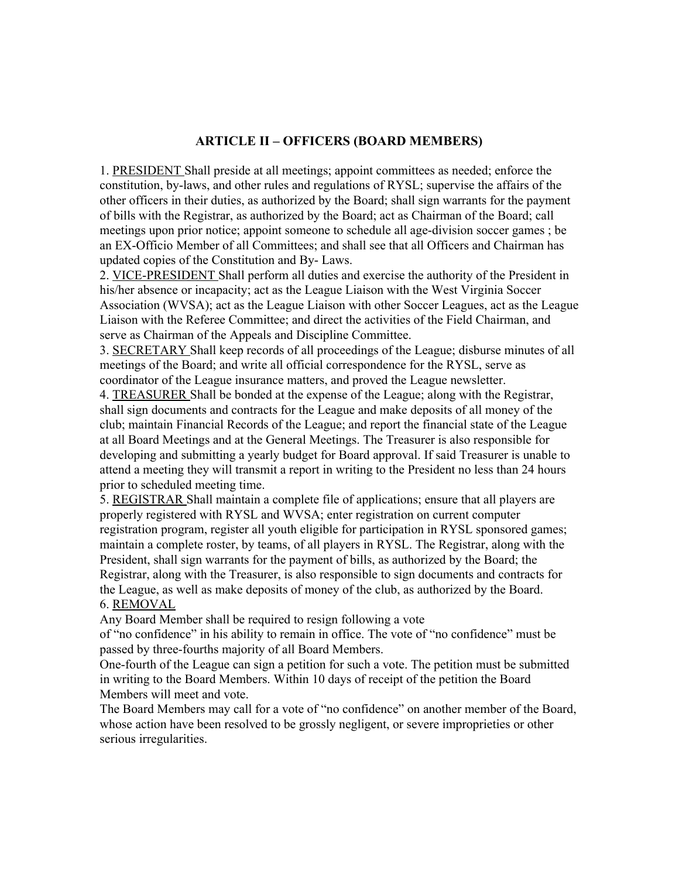## ARTICLE II – OFFICERS (BOARD MEMBERS)

1. <u>PRESIDENT</u> Shall preside at all meetings; appoint committees as needed; enforce the constitution, by-laws, and other rules and regulations of RYSL; supervise the affairs of the other officers in their duties, as authorized by the Board; shall sign warrants for the payment of bills with the Registrar, as authorized by the Board; act as Chairman of the Board; call meetings upon prior notice; appoint someone to schedule all age-division soccer games ; be an EX-Officio Member of all Committees; and shall see that all Officers and Chairman has updated copies of the Constitution and By- Laws.
2. <u>VICE-PRESIDENT</u> Shall perform all duties and exercise the authority of the President in his/her absence or incapacity; act as the League Liaison with the West Virginia Soccer Association (WVSA); act as the League Liaison with other Soccer Leagues, act as the League Liaison with the Referee Committee; and direct the activities of the Field Chairman, and serve as Chairman of the Appeals and Discipline Committee.
3. <u>SECRETARY</u> Shall keep records of all proceedings of the League; disburse minutes of all meetings of the Board; and write all official correspondence for the RYSL, serve as coordinator of the League insurance matters, and proved the League newsletter.
4. <u>TREASURER</u> Shall be bonded at the expense of the League; along with the Registrar, shall sign documents and contracts for the League and make deposits of all money of the club; maintain Financial Records of the League; and report the financial state of the League at all Board Meetings and at the General Meetings. The Treasurer is also responsible for developing and submitting a yearly budget for Board approval. If said Treasurer is unable to attend a meeting they will transmit a report in writing to the President no less than 24 hours prior to scheduled meeting time.
5. <u>REGISTRAR</u> Shall maintain a complete file of applications; ensure that all players are properly registered with RYSL and WVSA; enter registration on current computer registration program, register all youth eligible for participation in RYSL sponsored games; maintain a complete roster, by teams, of all players in RYSL. The Registrar, along with the President, shall sign warrants for the payment of bills, as authorized by the Board; the Registrar, along with the Treasurer, is also responsible to sign documents and contracts for the League, as well as make deposits of money of the club, as authorized by the Board.
6. <u>REMOVAL</u>

Any Board Member shall be required to resign following a vote of "no confidence" in his ability to remain in office. The vote of "no confidence" must be passed by three-fourths majority of all Board Members.

One-fourth of the League can sign a petition for such a vote. The petition must be submitted in writing to the Board Members. Within 10 days of receipt of the petition the Board Members will meet and vote.

The Board Members may call for a vote of "no confidence" on another member of the Board, whose action have been resolved to be grossly negligent, or severe improprieties or other serious irregularities.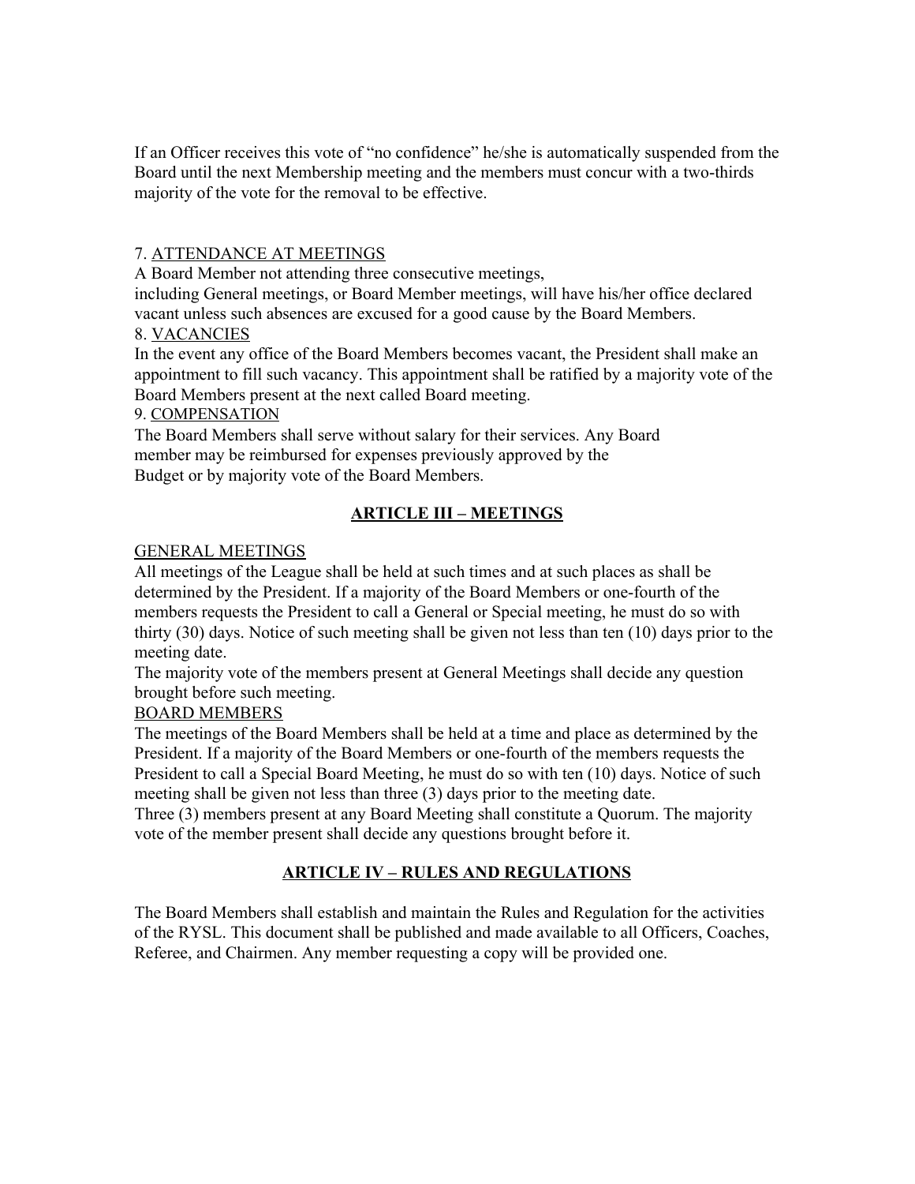If an Officer receives this vote of "no confidence" he/she is automatically suspended from the Board until the next Membership meeting and the members must concur with a two-thirds majority of the vote for the removal to be effective.

7. <u>ATTENDANCE AT MEETINGS</u>
A Board Member not attending three consecutive meetings,
including General meetings, or Board Member meetings, will have his/her office declared vacant unless such absences are excused for a good cause by the Board Members.

8. <u>VACANCIES</u>
In the event any office of the Board Members becomes vacant, the President shall make an appointment to fill such vacancy. This appointment shall be ratified by a majority vote of the Board Members present at the next called Board meeting.

9. <u>COMPENSATION</u>
The Board Members shall serve without salary for their services. Any Board member may be reimbursed for expenses previously approved by the Budget or by majority vote of the Board Members.

## ARTICLE III – MEETINGS

<u>GENERAL MEETINGS</u>
All meetings of the League shall be held at such times and at such places as shall be determined by the President. If a majority of the Board Members or one-fourth of the members requests the President to call a General or Special meeting, he must do so with thirty (30) days. Notice of such meeting shall be given not less than ten (10) days prior to the meeting date.
The majority vote of the members present at General Meetings shall decide any question brought before such meeting.

<u>BOARD MEMBERS</u>
The meetings of the Board Members shall be held at a time and place as determined by the President. If a majority of the Board Members or one-fourth of the members requests the President to call a Special Board Meeting, he must do so with ten (10) days. Notice of such meeting shall be given not less than three (3) days prior to the meeting date.
Three (3) members present at any Board Meeting shall constitute a Quorum. The majority vote of the member present shall decide any questions brought before it.

## ARTICLE IV – RULES AND REGULATIONS

The Board Members shall establish and maintain the Rules and Regulation for the activities of the RYSL. This document shall be published and made available to all Officers, Coaches, Referee, and Chairmen. Any member requesting a copy will be provided one.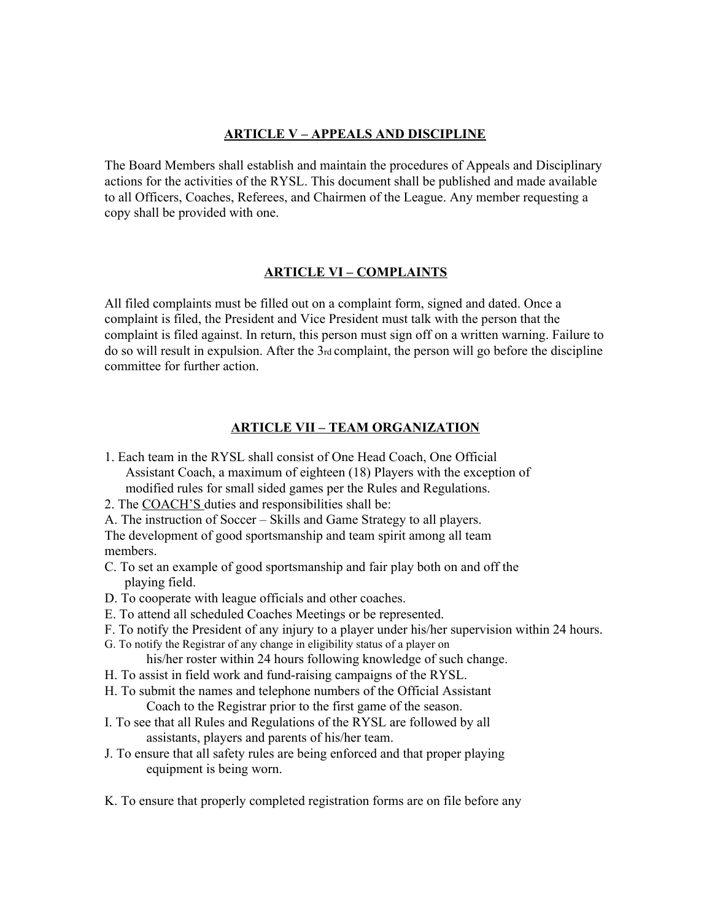## ARTICLE V – APPEALS AND DISCIPLINE

The Board Members shall establish and maintain the procedures of Appeals and Disciplinary actions for the activities of the RYSL. This document shall be published and made available to all Officers, Coaches, Referees, and Chairmen of the League. Any member requesting a copy shall be provided with one.

## ARTICLE VI – COMPLAINTS

All filed complaints must be filled out on a complaint form, signed and dated. Once a complaint is filed, the President and Vice President must talk with the person that the complaint is filed against. In return, this person must sign off on a written warning. Failure to do so will result in expulsion. After the 3rd complaint, the person will go before the discipline committee for further action.

## ARTICLE VII – TEAM ORGANIZATION

1. Each team in the RYSL shall consist of One Head Coach, One Official Assistant Coach, a maximum of eighteen (18) Players with the exception of modified rules for small sided games per the Rules and Regulations.
2. The COACH'S duties and responsibilities shall be:

A. The instruction of Soccer – Skills and Game Strategy to all players.
The development of good sportsmanship and team spirit among all team members.
C. To set an example of good sportsmanship and fair play both on and off the playing field.
D. To cooperate with league officials and other coaches.
E. To attend all scheduled Coaches Meetings or be represented.
F. To notify the President of any injury to a player under his/her supervision within 24 hours.
G. To notify the Registrar of any change in eligibility status of a player on his/her roster within 24 hours following knowledge of such change.
H. To assist in field work and fund-raising campaigns of the RYSL.
H. To submit the names and telephone numbers of the Official Assistant Coach to the Registrar prior to the first game of the season.
I. To see that all Rules and Regulations of the RYSL are followed by all assistants, players and parents of his/her team.
J. To ensure that all safety rules are being enforced and that proper playing equipment is being worn.

K. To ensure that properly completed registration forms are on file before any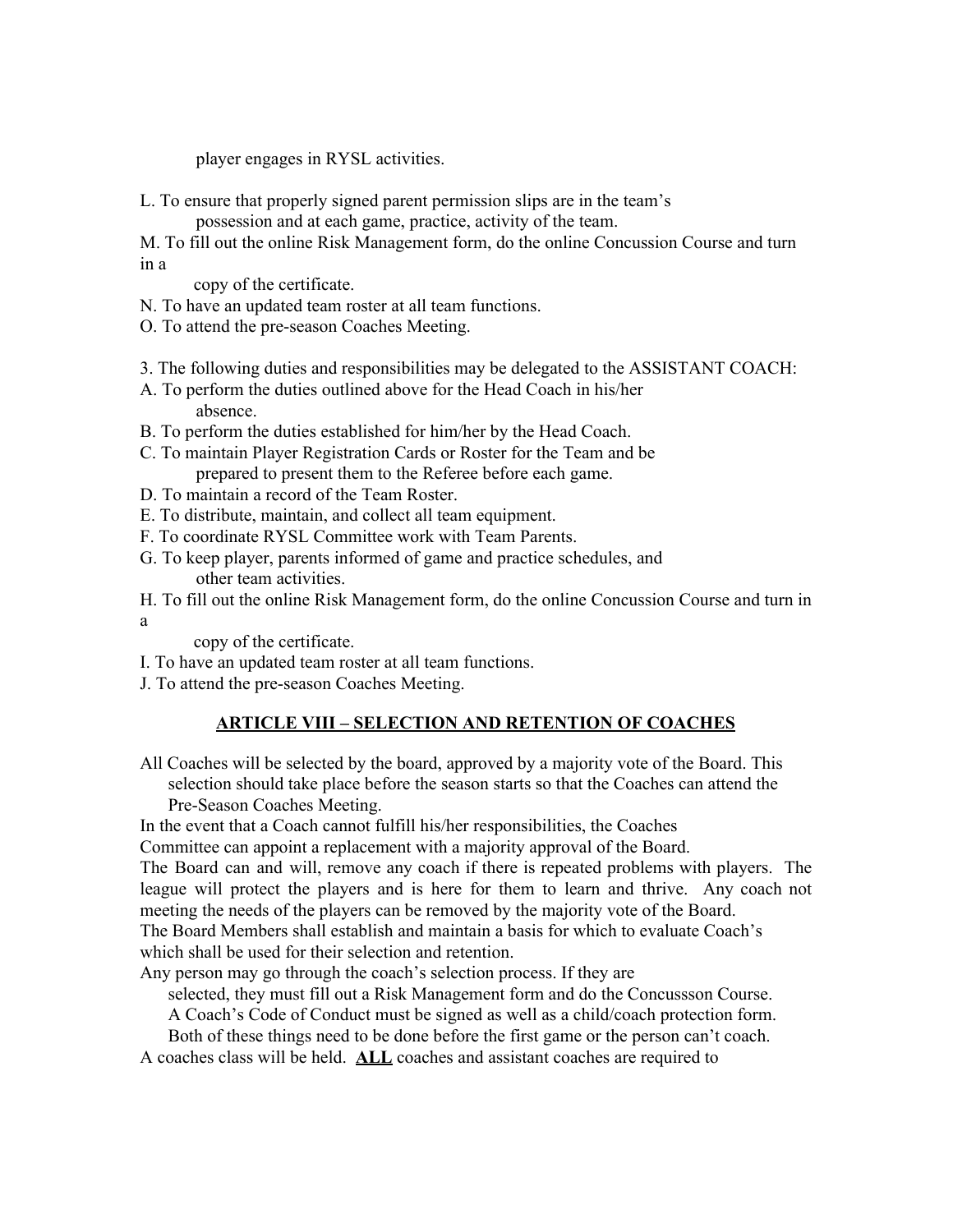player engages in RYSL activities.

L. To ensure that properly signed parent permission slips are in the team's possession and at each game, practice, activity of the team.

M. To fill out the online Risk Management form, do the online Concussion Course and turn in a copy of the certificate.

N. To have an updated team roster at all team functions.

O. To attend the pre-season Coaches Meeting.

3. The following duties and responsibilities may be delegated to the ASSISTANT COACH:

A. To perform the duties outlined above for the Head Coach in his/her absence.

B. To perform the duties established for him/her by the Head Coach.

C. To maintain Player Registration Cards or Roster for the Team and be prepared to present them to the Referee before each game.

D. To maintain a record of the Team Roster.

E. To distribute, maintain, and collect all team equipment.

F. To coordinate RYSL Committee work with Team Parents.

G. To keep player, parents informed of game and practice schedules, and other team activities.

H. To fill out the online Risk Management form, do the online Concussion Course and turn in a copy of the certificate.

I. To have an updated team roster at all team functions.

J. To attend the pre-season Coaches Meeting.

## ARTICLE VIII – SELECTION AND RETENTION OF COACHES

All Coaches will be selected by the board, approved by a majority vote of the Board. This selection should take place before the season starts so that the Coaches can attend the Pre-Season Coaches Meeting.

In the event that a Coach cannot fulfill his/her responsibilities, the Coaches Committee can appoint a replacement with a majority approval of the Board.

The Board can and will, remove any coach if there is repeated problems with players. The league will protect the players and is here for them to learn and thrive. Any coach not meeting the needs of the players can be removed by the majority vote of the Board.

The Board Members shall establish and maintain a basis for which to evaluate Coach's which shall be used for their selection and retention.

Any person may go through the coach's selection process. If they are selected, they must fill out a Risk Management form and do the Concussson Course. A Coach's Code of Conduct must be signed as well as a child/coach protection form. Both of these things need to be done before the first game or the person can't coach.

A coaches class will be held. **ALL** coaches and assistant coaches are required to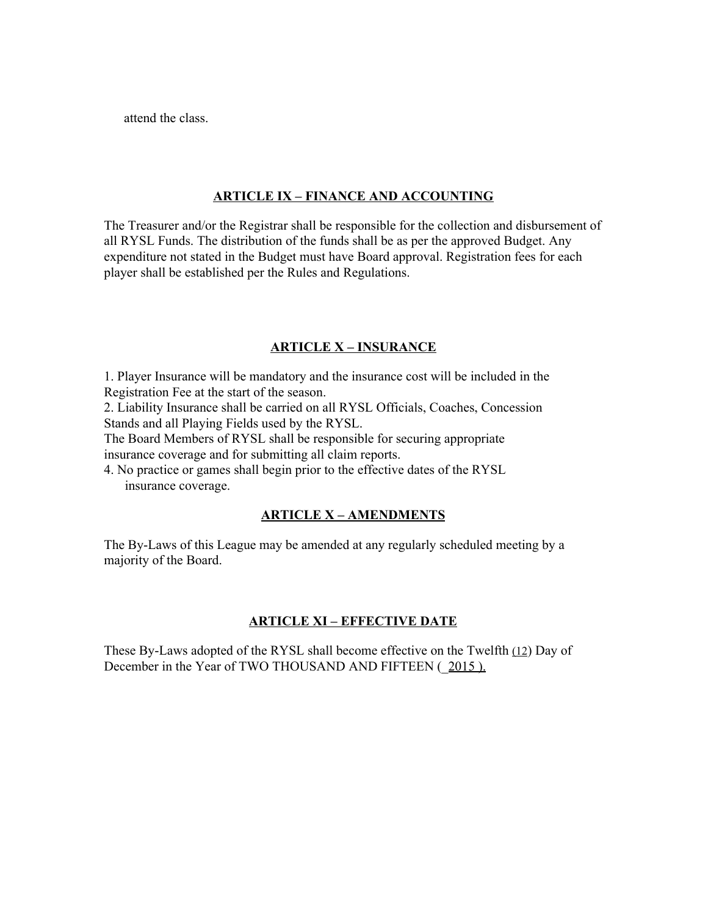attend the class.

## ARTICLE IX – FINANCE AND ACCOUNTING

The Treasurer and/or the Registrar shall be responsible for the collection and disbursement of all RYSL Funds. The distribution of the funds shall be as per the approved Budget. Any expenditure not stated in the Budget must have Board approval. Registration fees for each player shall be established per the Rules and Regulations.

## ARTICLE X – INSURANCE

1. Player Insurance will be mandatory and the insurance cost will be included in the Registration Fee at the start of the season.
2. Liability Insurance shall be carried on all RYSL Officials, Coaches, Concession Stands and all Playing Fields used by the RYSL.

The Board Members of RYSL shall be responsible for securing appropriate insurance coverage and for submitting all claim reports.

4. No practice or games shall begin prior to the effective dates of the RYSL insurance coverage.

## ARTICLE X – AMENDMENTS

The By-Laws of this League may be amended at any regularly scheduled meeting by a majority of the Board.

## ARTICLE XI – EFFECTIVE DATE

These By-Laws adopted of the RYSL shall become effective on the Twelfth (12) Day of December in the Year of TWO THOUSAND AND FIFTEEN ( 2015 ).